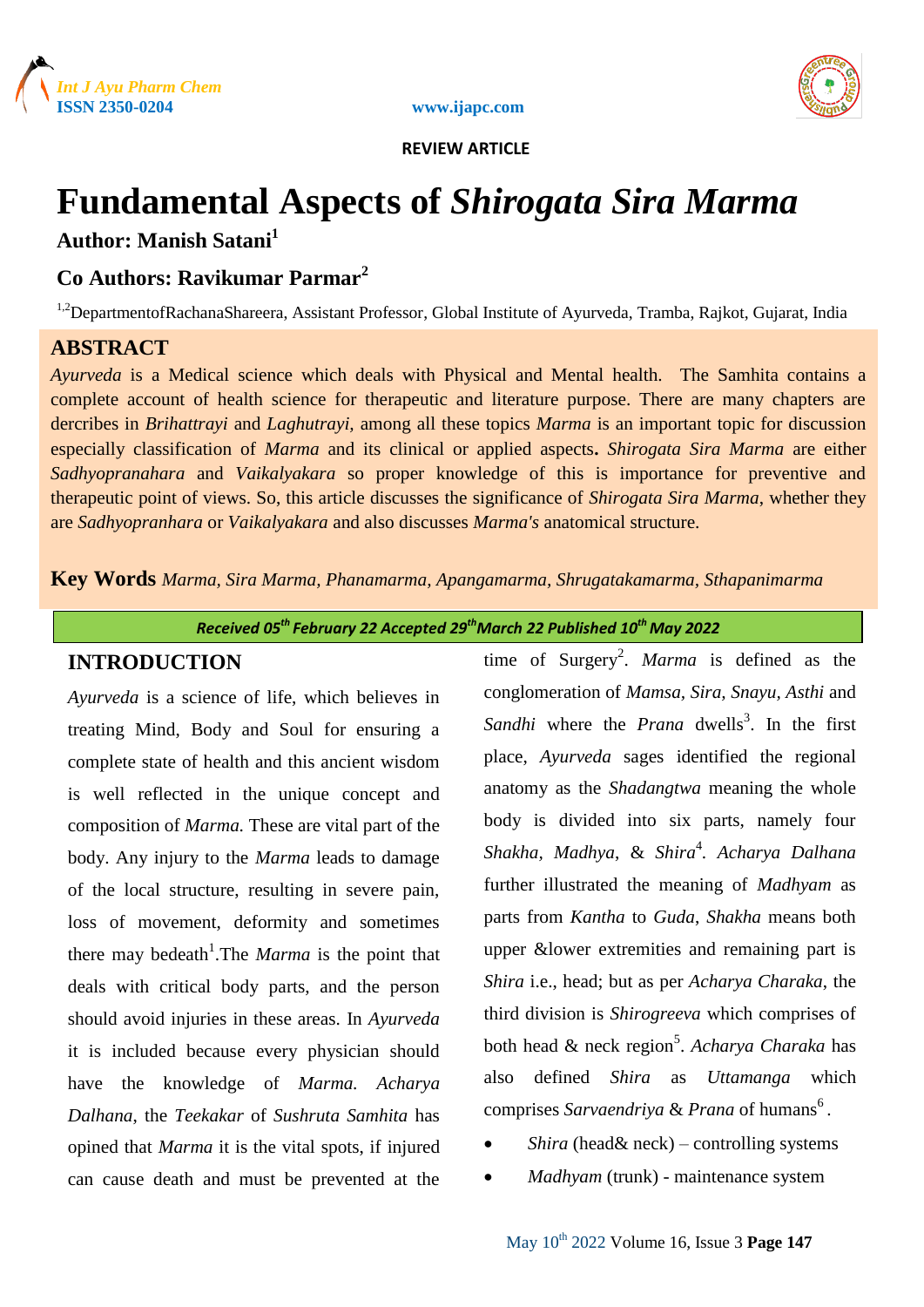REVIEW ARTICLE

# Fundamental Aspects of *Shirogata Sira Marma*

**Author: Manish Satani[1]**

**Co Authors: Ravikumar Parmar[2]**

[1,2]DepartmentofRachanaShareera, Assistant Professor, Global Institute of Ayurveda, Tramba, Rajkot, Gujarat, India

## ABSTRACT

*Ayurveda* is a Medical science which deals with Physical and Mental health. The Samhita contains a complete account of health science for therapeutic and literature purpose. There are many chapters are dercribes in *Brihattrayi* and *Laghutrayi*, among all these topics *Marma* is an important topic for discussion especially classification of *Marma* and its clinical or applied aspects**.** *Shirogata Sira Marma* are either *Sadhyopranahara* and *Vaikalyakara* so proper knowledge of this is importance for preventive and therapeutic point of views. So, this article discusses the significance of *Shirogata Sira Marma*, whether they are *Sadhyopranhara* or *Vaikalyakara* and also discusses *Marma's* anatomical structure.

**Key Words** *Marma, Sira Marma, Phanamarma, Apangamarma, Shrugatakamarma, Sthapanimarma*

*Received 05th February 22 Accepted 29thMarch 22 Published 10th May 2022*

## INTRODUCTION

*Ayurveda* is a science of life, which believes in treating Mind, Body and Soul for ensuring a complete state of health and this ancient wisdom is well reflected in the unique concept and composition of *Marma.* These are vital part of the body. Any injury to the *Marma* leads to damage of the local structure, resulting in severe pain, loss of movement, deformity and sometimes there may bedeath[1].The *Marma* is the point that deals with critical body parts, and the person should avoid injuries in these areas. In *Ayurveda* it is included because every physician should have the knowledge of *Marma. Acharya Dalhana*, the *Teekakar* of *Sushruta Samhita* has opined that *Marma* it is the vital spots, if injured can cause death and must be prevented at the time of Surgery[2]. *Marma* is defined as the conglomeration of *Mamsa, Sira, Snayu, Asthi* and *Sandhi* where the *Prana* dwells[3]. In the first place, *Ayurveda* sages identified the regional anatomy as the *Shadangtwa* meaning the whole body is divided into six parts, namely four *Shakha, Madhya,* & *Shira*[4]. *Acharya Dalhana* further illustrated the meaning of *Madhyam* as parts from *Kantha* to *Guda*, *Shakha* means both upper &lower extremities and remaining part is *Shira* i.e., head; but as per *Acharya Charaka*, the third division is *Shirogreeva* which comprises of both head & neck region[5]. *Acharya Charaka* has also defined *Shira* as *Uttamanga* which comprises *Sarvaendriya* & *Prana* of humans[6].

- *Shira* (head& neck) – controlling systems
- *Madhyam* (trunk) - maintenance system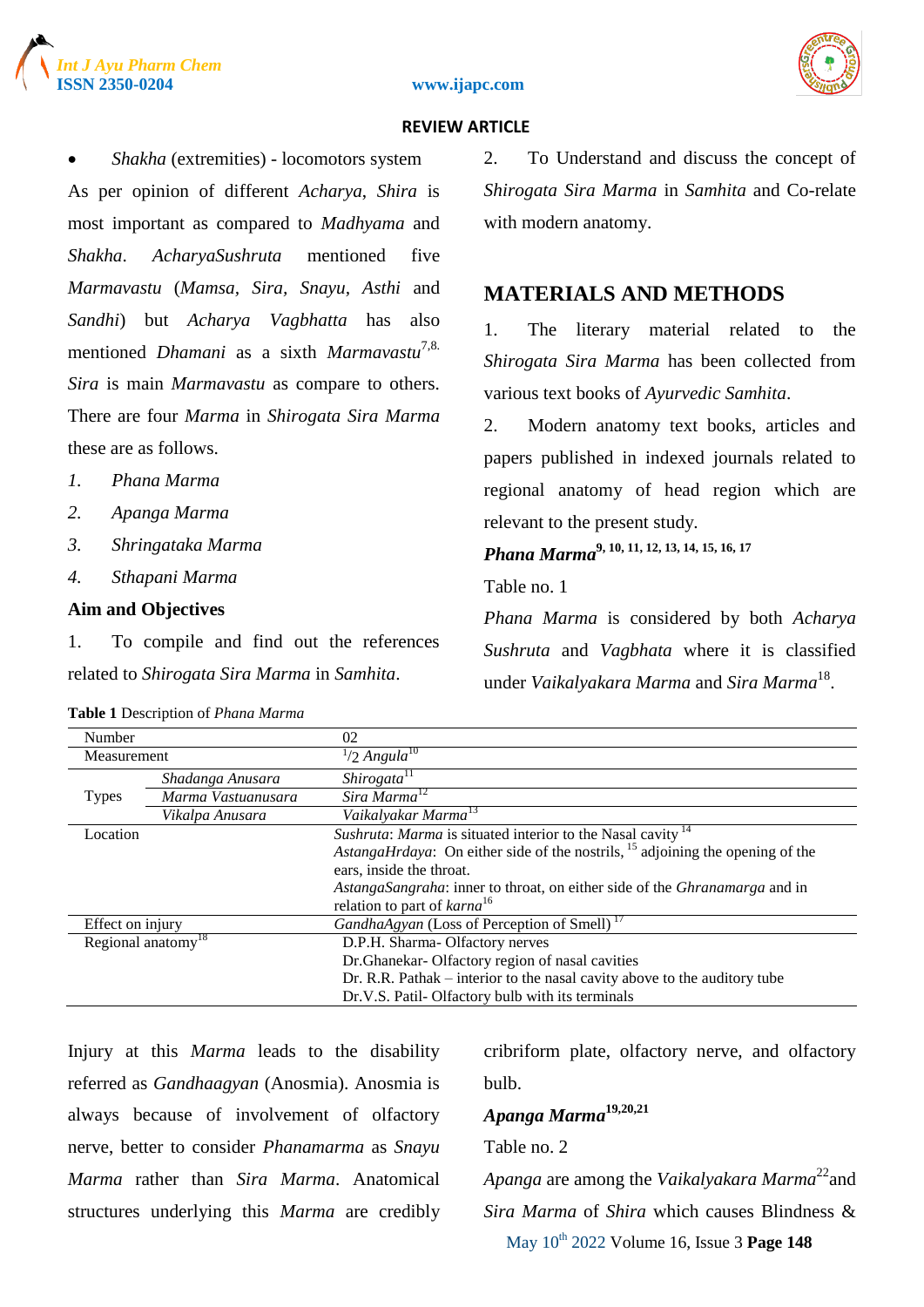- *Shakha* (extremities) - locomotors system

As per opinion of different *Acharya*, *Shira* is most important as compared to *Madhyama* and *Shakha*. *AcharyaSushruta* mentioned five *Marmavastu* (*Mamsa*, *Sira*, *Snayu*, *Asthi* and *Sandhi*) but *Acharya Vagbhatta* has also mentioned *Dhamani* as a sixth *Marmavastu*[7,8]. *Sira* is main *Marmavastu* as compare to others. There are four *Marma* in *Shirogata Sira Marma* these are as follows.

1. *Phana Marma*
2. *Apanga Marma*
3. *Shringataka Marma*
4. *Sthapani Marma*

### Aim and Objectives

1. To compile and find out the references related to *Shirogata Sira Marma* in *Samhita*.
2. To Understand and discuss the concept of *Shirogata Sira Marma* in *Samhita* and Co-relate with modern anatomy.

## MATERIALS AND METHODS

1. The literary material related to the *Shirogata Sira Marma* has been collected from various text books of *Ayurvedic Samhita*.
2. Modern anatomy text books, articles and papers published in indexed journals related to regional anatomy of head region which are relevant to the present study.

### *Phana Marma*[9, 10, 11, 12, 13, 14, 15, 16, 17]

Table no. 1

*Phana Marma* is considered by both *Acharya Sushruta* and *Vagbhata* where it is classified under *Vaikalyakara Marma* and *Sira Marma*[18].

**Table 1** Description of *Phana Marma*

| | | |
|---|---|---|
| Number | | 02 |
| Measurement | | $^{1}/2$ *Angula*[10] |
| Types | *Shadanga Anusara* | *Shirogata*[11] |
| | *Marma Vastuanusara* | *Sira Marma*[12] |
| | *Vikalpa Anusara* | *Vaikalyakar Marma*[13] |
| Location | | *Sushruta*: *Marma* is situated interior to the Nasal cavity [14]<br>*AstangaHrdaya*: On either side of the nostrils, [15] adjoining the opening of the ears, inside the throat.<br>*AstangaSangraha*: inner to throat, on either side of the *Ghranamarga* and in relation to part of *karna*[16] |
| Effect on injury | | *GandhaAgyan* (Loss of Perception of Smell) [17] |
| Regional anatomy[18] | | D.P.H. Sharma- Olfactory nerves<br>Dr.Ghanekar- Olfactory region of nasal cavities<br>Dr. R.R. Pathak – interior to the nasal cavity above to the auditory tube<br>Dr.V.S. Patil- Olfactory bulb with its terminals |

Injury at this *Marma* leads to the disability referred as *Gandhaagyan* (Anosmia). Anosmia is always because of involvement of olfactory nerve, better to consider *Phanamarma* as *Snayu Marma* rather than *Sira Marma*. Anatomical structures underlying this *Marma* are credibly cribriform plate, olfactory nerve, and olfactory bulb.

### *Apanga Marma*[19,20,21]

Table no. 2

*Apanga* are among the *Vaikalyakara Marma*[22]and *Sira Marma* of *Shira* which causes Blindness &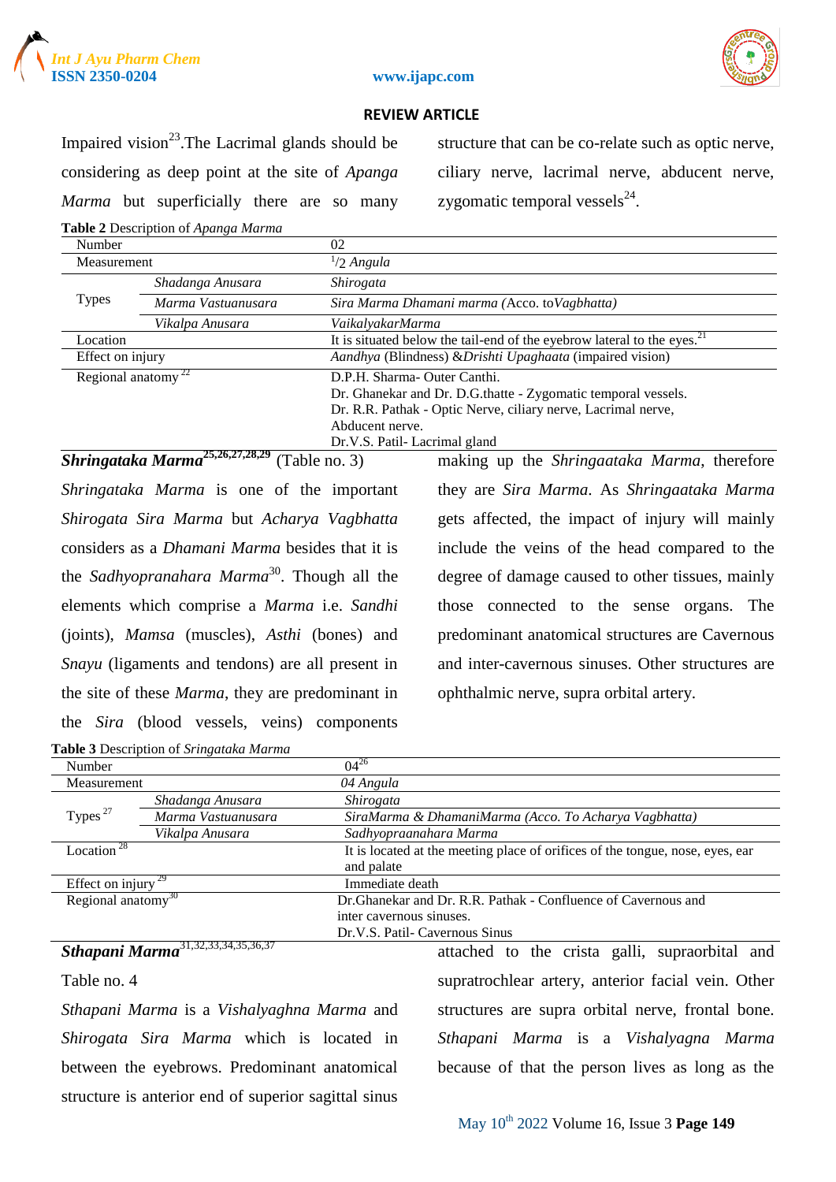Impaired vision[23].The Lacrimal glands should be considering as deep point at the site of *Apanga Marma* but superficially there are so many structure that can be co-relate such as optic nerve, ciliary nerve, lacrimal nerve, abducent nerve, zygomatic temporal vessels[24].

**Table 2** Description of *Apanga Marma*

| | | |
|---|---|---|
| Number | | 02 |
| Measurement | | 1/2 *Angula* |
| Types | *Shadanga Anusara* | *Shirogata* |
| | *Marma Vastuanusara* | *Sira Marma Dhamani marma* (Acco. to*Vagbhatta)* |
| | *Vikalpa Anusara* | *VaikalyakarMarma* |
| Location | | It is situated below the tail-end of the eyebrow lateral to the eyes.[21] |
| Effect on injury | | *Aandhya* (Blindness) &*Drishti Upaghaata* (impaired vision) |
| Regional anatomy [22] | | D.P.H. Sharma- Outer Canthi.<br>Dr. Ghanekar and Dr. D.G.thatte - Zygomatic temporal vessels.<br>Dr. R.R. Pathak - Optic Nerve, ciliary nerve, Lacrimal nerve, Abducent nerve.<br>Dr.V.S. Patil- Lacrimal gland |

***Shringataka Marma***[25,26,27,28,29] (Table no. 3)

*Shringataka Marma* is one of the important *Shirogata Sira Marma* but *Acharya Vagbhatta* considers as a *Dhamani Marma* besides that it is the *Sadhyopranahara Marma*[30]. Though all the elements which comprise a *Marma* i.e. *Sandhi* (joints), *Mamsa* (muscles), *Asthi* (bones) and *Snayu* (ligaments and tendons) are all present in the site of these *Marma*, they are predominant in the *Sira* (blood vessels, veins) components making up the *Shringaataka Marma*, therefore they are *Sira Marma*. As *Shringaataka Marma* gets affected, the impact of injury will mainly include the veins of the head compared to the degree of damage caused to other tissues, mainly those connected to the sense organs. The predominant anatomical structures are Cavernous and inter-cavernous sinuses. Other structures are ophthalmic nerve, supra orbital artery.

**Table 3** Description of *Sringataka Marma*

| | | |
|---|---|---|
| Number | | 04[26] |
| Measurement | | *04 Angula* |
| Types [27] | *Shadanga Anusara* | *Shirogata* |
| | *Marma Vastuanusara* | *SiraMarma & DhamaniMarma (Acco. To Acharya Vagbhatta)* |
| | *Vikalpa Anusara* | *Sadhyopraanahara Marma* |
| Location [28] | | It is located at the meeting place of orifices of the tongue, nose, eyes, ear and palate |
| Effect on injury [29] | | Immediate death |
| Regional anatomy[30] | | Dr.Ghanekar and Dr. R.R. Pathak - Confluence of Cavernous and inter cavernous sinuses.<br>Dr.V.S. Patil- Cavernous Sinus |

***Sthapani Marma***[31,32,33,34,35,36,37]

Table no. 4

*Sthapani Marma* is a *Vishalyaghna Marma* and *Shirogata Sira Marma* which is located in between the eyebrows. Predominant anatomical structure is anterior end of superior sagittal sinus attached to the crista galli, supraorbital and supratrochlear artery, anterior facial vein. Other structures are supra orbital nerve, frontal bone. *Sthapani Marma* is a *Vishalyagna Marma* because of that the person lives as long as the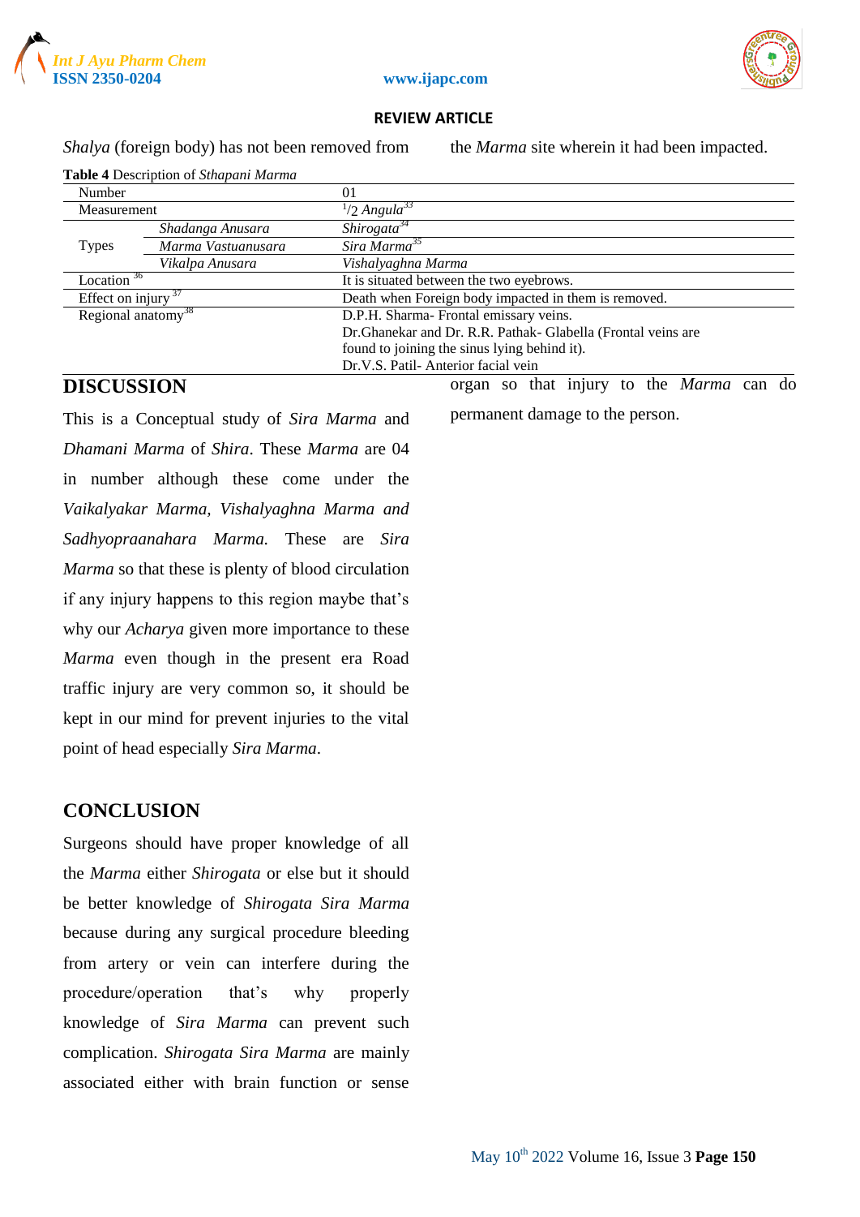*Shalya* (foreign body) has not been removed from the *Marma* site wherein it had been impacted.

**Table 4** Description of *Sthapani Marma*

| Number | | 01 |
|---|---|---|
| Measurement | | $^{1}/_{2}$ *Angula*[33] |
| Types | *Shadanga Anusara* | *Shirogata*[34] |
| | *Marma Vastuanusara* | *Sira Marma*[35] |
| | *Vikalpa Anusara* | *Vishalyaghna Marma* |
| Location [36] | | It is situated between the two eyebrows. |
| Effect on injury [37] | | Death when Foreign body impacted in them is removed. |
| Regional anatomy[38] | | D.P.H. Sharma- Frontal emissary veins.<br>Dr.Ghanekar and Dr. R.R. Pathak- Glabella (Frontal veins are found to joining the sinus lying behind it).<br>Dr.V.S. Patil- Anterior facial vein |

## DISCUSSION

This is a Conceptual study of *Sira Marma* and *Dhamani Marma* of *Shira*. These *Marma* are 04 in number although these come under the *Vaikalyakar Marma, Vishalyaghna Marma and Sadhyopraanahara Marma.* These are *Sira Marma* so that these is plenty of blood circulation if any injury happens to this region maybe that's why our *Acharya* given more importance to these *Marma* even though in the present era Road traffic injury are very common so, it should be kept in our mind for prevent injuries to the vital point of head especially *Sira Marma*.

## CONCLUSION

Surgeons should have proper knowledge of all the *Marma* either *Shirogata* or else but it should be better knowledge of *Shirogata Sira Marma* because during any surgical procedure bleeding from artery or vein can interfere during the procedure/operation that's why properly knowledge of *Sira Marma* can prevent such complication. *Shirogata Sira Marma* are mainly associated either with brain function or sense organ so that injury to the *Marma* can do permanent damage to the person.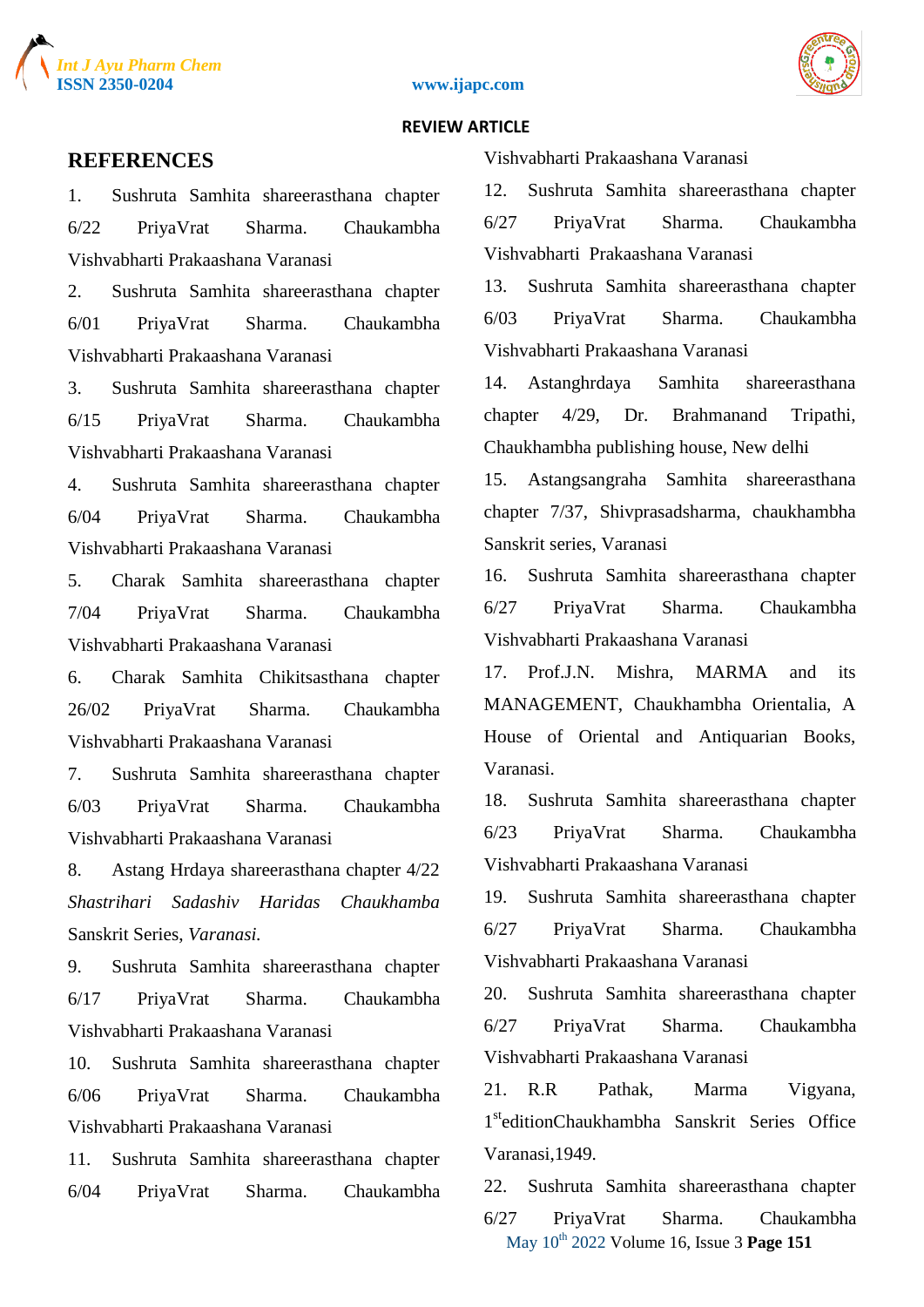## REFERENCES

1. Sushruta Samhita shareerasthana chapter 6/22 PriyaVrat Sharma. Chaukambha Vishvabharti Prakaashana Varanasi
2. Sushruta Samhita shareerasthana chapter 6/01 PriyaVrat Sharma. Chaukambha Vishvabharti Prakaashana Varanasi
3. Sushruta Samhita shareerasthana chapter 6/15 PriyaVrat Sharma. Chaukambha Vishvabharti Prakaashana Varanasi
4. Sushruta Samhita shareerasthana chapter 6/04 PriyaVrat Sharma. Chaukambha Vishvabharti Prakaashana Varanasi
5. Charak Samhita shareerasthana chapter 7/04 PriyaVrat Sharma. Chaukambha Vishvabharti Prakaashana Varanasi
6. Charak Samhita Chikitsasthana chapter 26/02 PriyaVrat Sharma. Chaukambha Vishvabharti Prakaashana Varanasi
7. Sushruta Samhita shareerasthana chapter 6/03 PriyaVrat Sharma. Chaukambha Vishvabharti Prakaashana Varanasi
8. Astang Hrdaya shareerasthana chapter 4/22 *Shastrihari Sadashiv Haridas Chaukhamba* Sanskrit Series, *Varanasi.*
9. Sushruta Samhita shareerasthana chapter 6/17 PriyaVrat Sharma. Chaukambha Vishvabharti Prakaashana Varanasi
10. Sushruta Samhita shareerasthana chapter 6/06 PriyaVrat Sharma. Chaukambha Vishvabharti Prakaashana Varanasi
11. Sushruta Samhita shareerasthana chapter 6/04 PriyaVrat Sharma. Chaukambha Vishvabharti Prakaashana Varanasi
12. Sushruta Samhita shareerasthana chapter 6/27 PriyaVrat Sharma. Chaukambha Vishvabharti Prakaashana Varanasi
13. Sushruta Samhita shareerasthana chapter 6/03 PriyaVrat Sharma. Chaukambha Vishvabharti Prakaashana Varanasi
14. Astanghrdaya Samhita shareerasthana chapter 4/29, Dr. Brahmanand Tripathi, Chaukhambha publishing house, New delhi
15. Astangsangraha Samhita shareerasthana chapter 7/37, Shivprasadsharma, chaukhambha Sanskrit series, Varanasi
16. Sushruta Samhita shareerasthana chapter 6/27 PriyaVrat Sharma. Chaukambha Vishvabharti Prakaashana Varanasi
17. Prof.J.N. Mishra, MARMA and its MANAGEMENT, Chaukhambha Orientalia, A House of Oriental and Antiquarian Books, Varanasi.
18. Sushruta Samhita shareerasthana chapter 6/23 PriyaVrat Sharma. Chaukambha Vishvabharti Prakaashana Varanasi
19. Sushruta Samhita shareerasthana chapter 6/27 PriyaVrat Sharma. Chaukambha Vishvabharti Prakaashana Varanasi
20. Sushruta Samhita shareerasthana chapter 6/27 PriyaVrat Sharma. Chaukambha Vishvabharti Prakaashana Varanasi
21. R.R Pathak, Marma Vigyana, 1[st]editionChaukhambha Sanskrit Series Office Varanasi,1949.
22. Sushruta Samhita shareerasthana chapter 6/27 PriyaVrat Sharma. Chaukambha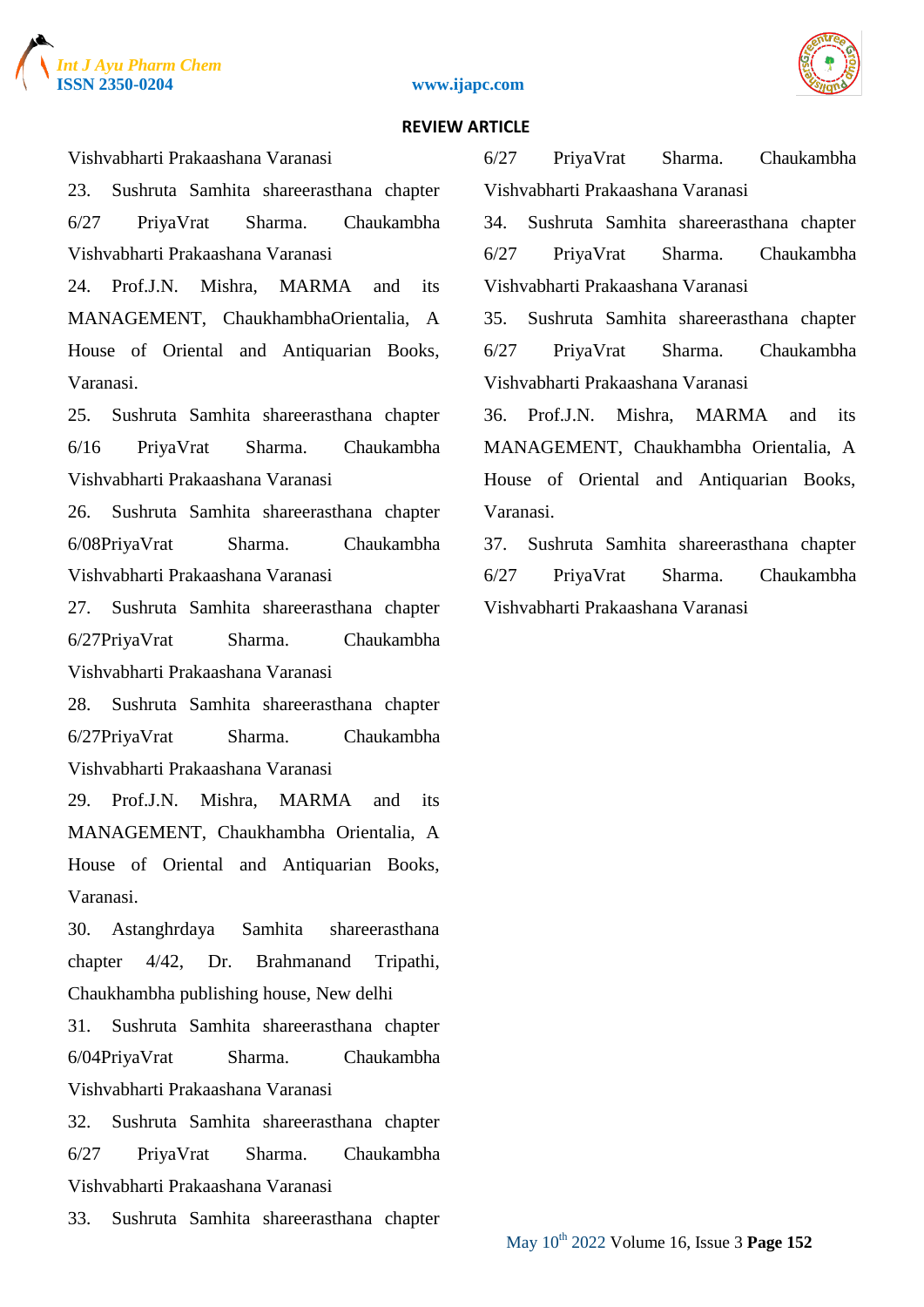Vishvabharti Prakaashana Varanasi

23. Sushruta Samhita shareerasthana chapter 6/27 PriyaVrat Sharma. Chaukambha Vishvabharti Prakaashana Varanasi

24. Prof.J.N. Mishra, MARMA and its MANAGEMENT, ChaukhambhaOrientalia, A House of Oriental and Antiquarian Books, Varanasi.

25. Sushruta Samhita shareerasthana chapter 6/16 PriyaVrat Sharma. Chaukambha Vishvabharti Prakaashana Varanasi

26. Sushruta Samhita shareerasthana chapter 6/08PriyaVrat Sharma. Chaukambha Vishvabharti Prakaashana Varanasi

27. Sushruta Samhita shareerasthana chapter 6/27PriyaVrat Sharma. Chaukambha Vishvabharti Prakaashana Varanasi

28. Sushruta Samhita shareerasthana chapter 6/27PriyaVrat Sharma. Chaukambha Vishvabharti Prakaashana Varanasi

29. Prof.J.N. Mishra, MARMA and its MANAGEMENT, Chaukhambha Orientalia, A House of Oriental and Antiquarian Books, Varanasi.

30. Astanghrdaya Samhita shareerasthana chapter 4/42, Dr. Brahmanand Tripathi, Chaukhambha publishing house, New delhi

31. Sushruta Samhita shareerasthana chapter 6/04PriyaVrat Sharma. Chaukambha Vishvabharti Prakaashana Varanasi

32. Sushruta Samhita shareerasthana chapter 6/27 PriyaVrat Sharma. Chaukambha Vishvabharti Prakaashana Varanasi

33. Sushruta Samhita shareerasthana chapter 6/27 PriyaVrat Sharma. Chaukambha Vishvabharti Prakaashana Varanasi

34. Sushruta Samhita shareerasthana chapter 6/27 PriyaVrat Sharma. Chaukambha Vishvabharti Prakaashana Varanasi

35. Sushruta Samhita shareerasthana chapter 6/27 PriyaVrat Sharma. Chaukambha Vishvabharti Prakaashana Varanasi

36. Prof.J.N. Mishra, MARMA and its MANAGEMENT, Chaukhambha Orientalia, A House of Oriental and Antiquarian Books, Varanasi.

37. Sushruta Samhita shareerasthana chapter 6/27 PriyaVrat Sharma. Chaukambha Vishvabharti Prakaashana Varanasi